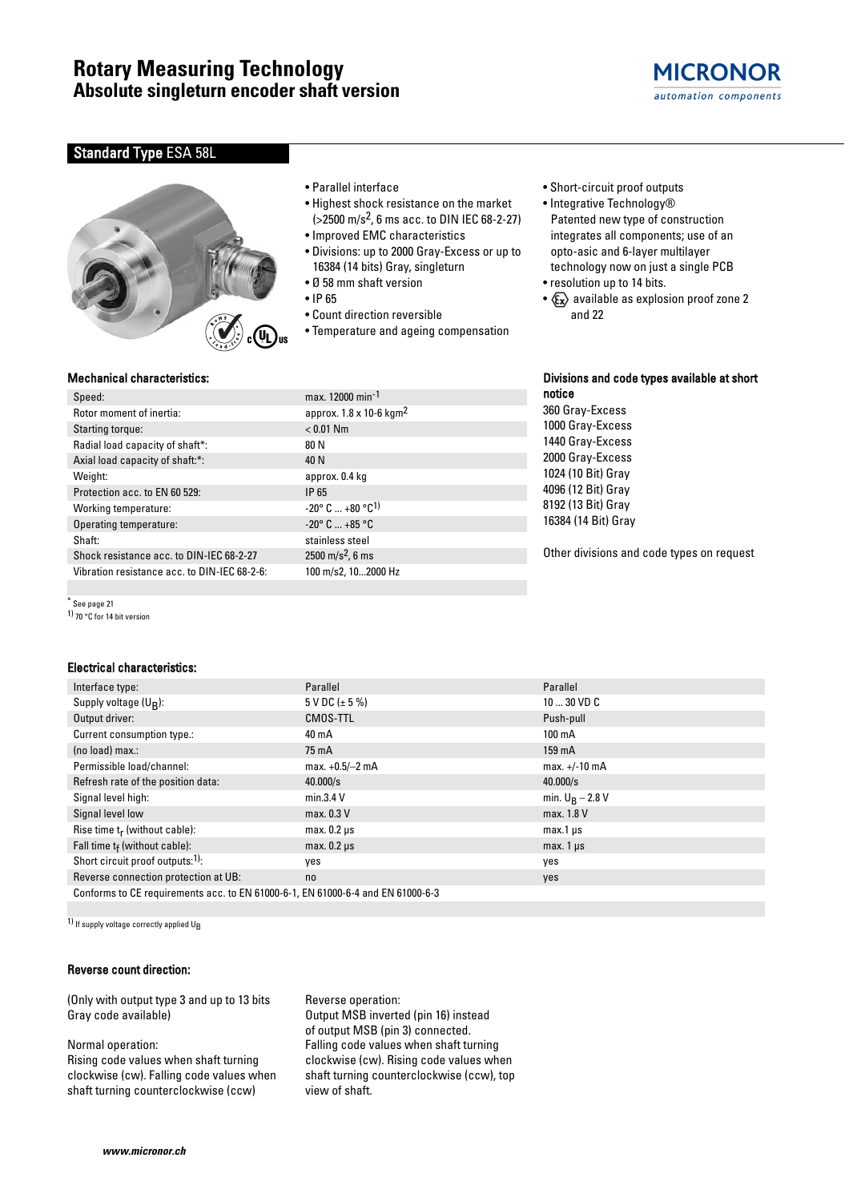# Rotary Measuring Technology

## Absolute singleturn encoder shaft version

MICRONOR
*automation components*

### Standard Type ESA 58L

- Parallel interface
- Highest shock resistance on the market (>2500 m/s$^2$, 6 ms acc. to DIN IEC 68-2-27)
- Improved EMC characteristics
- Divisions: up to 2000 Gray-Excess or up to 16384 (14 bits) Gray, singleturn
- Ø 58 mm shaft version
- IP 65
- Count direction reversible
- Temperature and ageing compensation
- Short-circuit proof outputs
- Integrative Technology®
  Patented new type of construction integrates all components; use of an opto-asic and 6-layer multilayer technology now on just a single PCB
- resolution up to 14 bits.
- Ex available as explosion proof zone 2 and 22

#### Mechanical characteristics:

| | |
|---|---|
| Speed: | max. 12000 min$^{-1}$ |
| Rotor moment of inertia: | approx. 1.8 x 10-6 kgm$^2$ |
| Starting torque: | < 0.01 Nm |
| Radial load capacity of shaft*: | 80 N |
| Axial load capacity of shaft:*: | 40 N |
| Weight: | approx. 0.4 kg |
| Protection acc. to EN 60 529: | IP 65 |
| Working temperature: | -20° C ... +80 °C[1] |
| Operating temperature: | -20° C ... +85 °C |
| Shaft: | stainless steel |
| Shock resistance acc. to DIN-IEC 68-2-27 | 2500 m/s$^2$, 6 ms |
| Vibration resistance acc. to DIN-IEC 68-2-6: | 100 m/s2, 10...2000 Hz |

* See page 21
[1] 70 °C for 14 bit version

#### Divisions and code types available at short notice

360 Gray-Excess
1000 Gray-Excess
1440 Gray-Excess
2000 Gray-Excess
1024 (10 Bit) Gray
4096 (12 Bit) Gray
8192 (13 Bit) Gray
16384 (14 Bit) Gray

Other divisions and code types on request

#### Electrical characteristics:

| | | |
|---|---|---|
| Interface type: | Parallel | Parallel |
| Supply voltage ($U_B$): | 5 V DC (± 5 %) | 10 ... 30 VD C |
| Output driver: | CMOS-TTL | Push-pull |
| Current consumption type.: | 40 mA | 100 mA |
| (no load) max.: | 75 mA | 159 mA |
| Permissible load/channel: | max. +0.5/–2 mA | max. +/-10 mA |
| Refresh rate of the position data: | 40.000/s | 40.000/s |
| Signal level high: | min.3.4 V | min. $U_B$ – 2.8 V |
| Signal level low | max. 0.3 V | max. 1.8 V |
| Rise time $t_r$ (without cable): | max. 0.2 µs | max.1 µs |
| Fall time $t_f$ (without cable): | max. 0.2 µs | max. 1 µs |
| Short circuit proof outputs:[1]: | yes | yes |
| Reverse connection protection at UB: | no | yes |
| Conforms to CE requirements acc. to EN 61000-6-1, EN 61000-6-4 and EN 61000-6-3 | | |

[1] If supply voltage correctly applied $U_B$

#### Reverse count direction:

(Only with output type 3 and up to 13 bits Gray code available)

Normal operation:
Rising code values when shaft turning clockwise (cw). Falling code values when shaft turning counterclockwise (ccw)

Reverse operation:
Output MSB inverted (pin 16) instead of output MSB (pin 3) connected.
Falling code values when shaft turning clockwise (cw). Rising code values when shaft turning counterclockwise (ccw), top view of shaft.

*www.micronor.ch*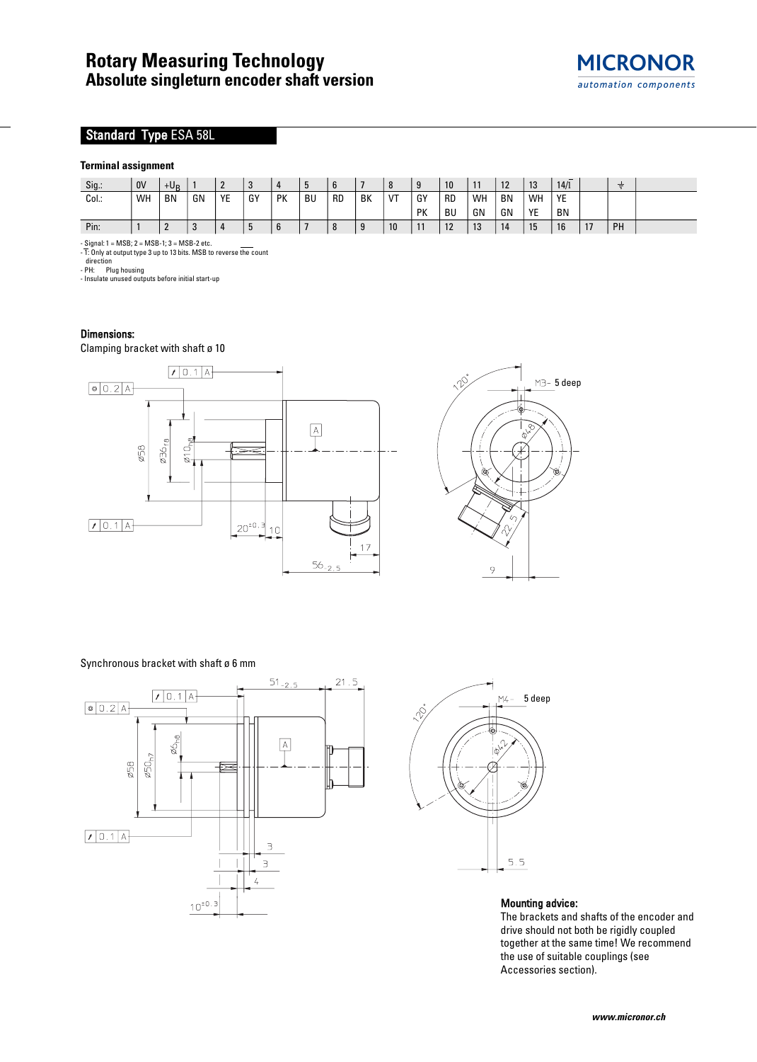# Rotary Measuring Technology
## Absolute singleturn encoder shaft version

MICRONOR
automation components

## Standard Type ESA 58L

### Terminal assignment

| Sig.: | 0V | $+U_B$ | 1 | 2 | 3 | 4 | 5 | 6 | 7 | 8 | 9 | 10 | 11 | 12 | 13 | 14/$\overline{\text{T}}$ | | ⏚ | |
|---|---|---|---|---|---|---|---|---|---|---|---|---|---|---|---|---|---|---|---|
| Col.: | WH | BN | GN | YE | GY | PK | BU | RD | BK | VT | GY PK | RD BU | WH GN | BN GN | WH YE | YE BN | | | |
| Pin: | 1 | 2 | 3 | 4 | 5 | 6 | 7 | 8 | 9 | 10 | 11 | 12 | 13 | 14 | 15 | 16 | 17 | PH | |

- Signal: 1 = MSB; 2 = MSB-1; 3 = MSB-2 etc.
- $\overline{\text{T}}$: Only at output type 3 up to 13 bits. MSB to reverse the count direction
- PH: Plug housing
- Insulate unused outputs before initial start-up

### Dimensions:

Clamping bracket with shaft ø 10

Synchronous bracket with shaft ø 6 mm

### Mounting advice:

The brackets and shafts of the encoder and drive should not both be rigidly coupled together at the same time! We recommend the use of suitable couplings (see Accessories section).

www.micronor.ch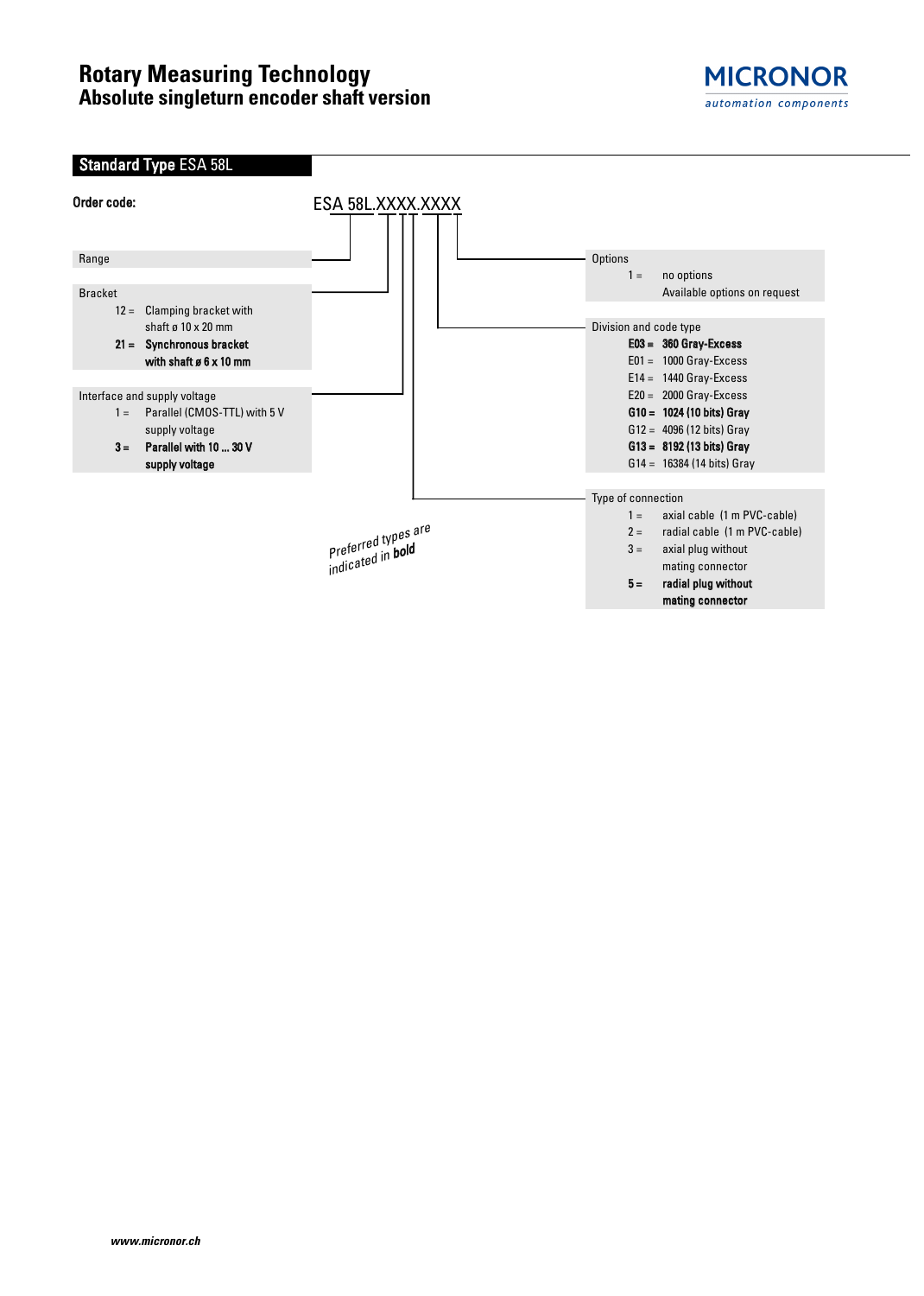# Rotary Measuring Technology
## Absolute singleturn encoder shaft version

## **Standard Type** ESA 58L

**Order code:** ESA 58L.XXXX.XXXX

**Range**

**Bracket**

- 12 = Clamping bracket with shaft ø 10 x 20 mm
- **21 = Synchronous bracket with shaft ø 6 x 10 mm**

**Interface and supply voltage**

- 1 = Parallel (CMOS-TTL) with 5 V supply voltage
- **3 = Parallel with 10 ... 30 V supply voltage**

**Options**

- 1 = no options

  Available options on request

**Division and code type**

- **E03 = 360 Gray-Excess**
- E01 = 1000 Gray-Excess
- E14 = 1440 Gray-Excess
- E20 = 2000 Gray-Excess
- **G10 = 1024 (10 bits) Gray**
- G12 = 4096 (12 bits) Gray
- **G13 = 8192 (13 bits) Gray**
- G14 = 16384 (14 bits) Gray

**Type of connection**

- 1 = axial cable (1 m PVC-cable)
- 2 = radial cable (1 m PVC-cable)
- 3 = axial plug without mating connector
- **5 = radial plug without mating connector**

*Preferred types are indicated in **bold***

www.micronor.ch